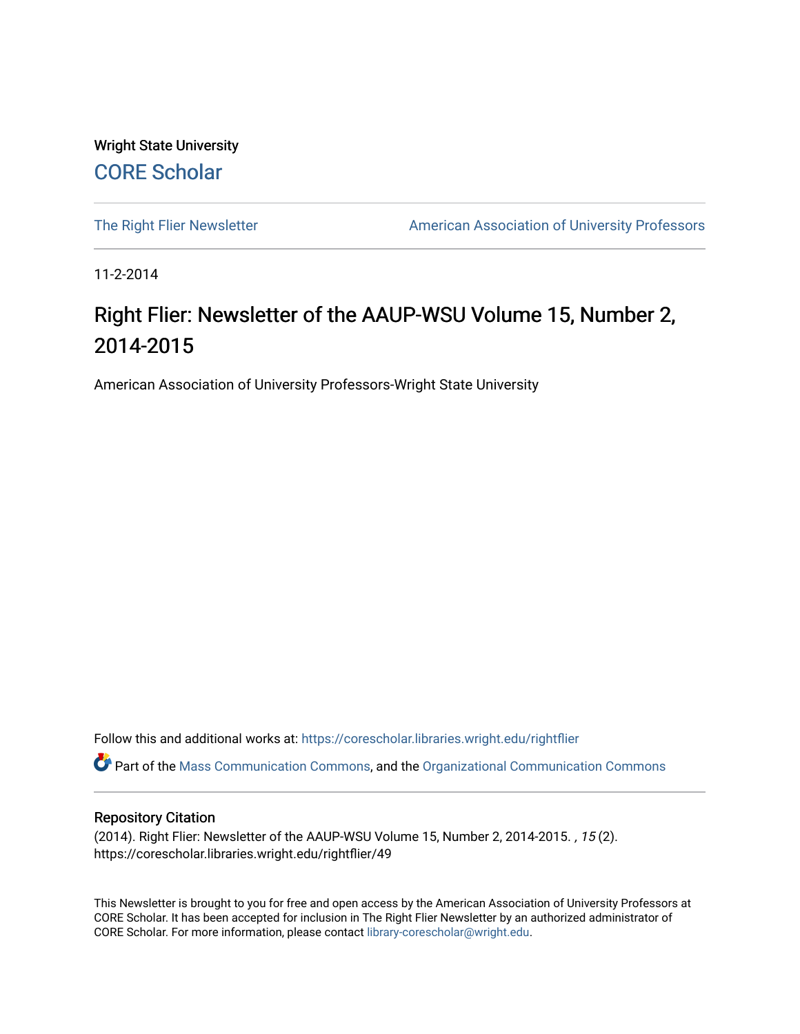Wright State University

CORE Scholar

The Right Flier Newsletter

American Association of University Professors

11-2-2014

# Right Flier: Newsletter of the AAUP-WSU Volume 15, Number 2, 2014-2015

American Association of University Professors-Wright State University

Follow this and additional works at: https://corescholar.libraries.wright.edu/rightflier

Part of the Mass Communication Commons, and the Organizational Communication Commons

## Repository Citation

(2014). Right Flier: Newsletter of the AAUP-WSU Volume 15, Number 2, 2014-2015. *, 15* (2). https://corescholar.libraries.wright.edu/rightflier/49

This Newsletter is brought to you for free and open access by the American Association of University Professors at CORE Scholar. It has been accepted for inclusion in The Right Flier Newsletter by an authorized administrator of CORE Scholar. For more information, please contact library-corescholar@wright.edu.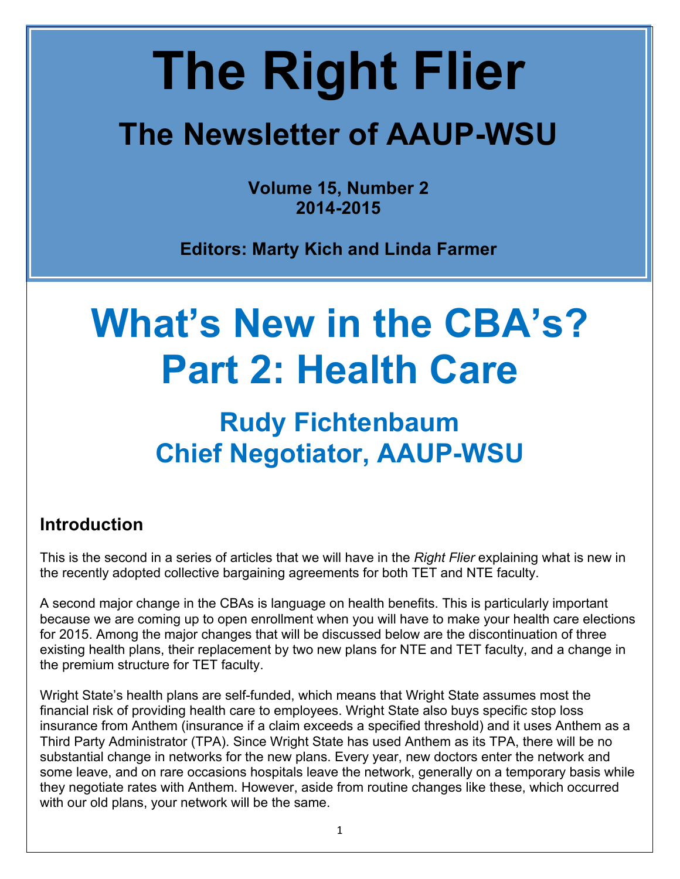# The Right Flier

## The Newsletter of AAUP-WSU

**Volume 15, Number 2**
**2014-2015**

**Editors: Marty Kich and Linda Farmer**

# What's New in the CBA's? Part 2: Health Care

## Rudy Fichtenbaum
## Chief Negotiator, AAUP-WSU

### Introduction

This is the second in a series of articles that we will have in the *Right Flier* explaining what is new in the recently adopted collective bargaining agreements for both TET and NTE faculty.

A second major change in the CBAs is language on health benefits. This is particularly important because we are coming up to open enrollment when you will have to make your health care elections for 2015. Among the major changes that will be discussed below are the discontinuation of three existing health plans, their replacement by two new plans for NTE and TET faculty, and a change in the premium structure for TET faculty.

Wright State's health plans are self-funded, which means that Wright State assumes most the financial risk of providing health care to employees. Wright State also buys specific stop loss insurance from Anthem (insurance if a claim exceeds a specified threshold) and it uses Anthem as a Third Party Administrator (TPA). Since Wright State has used Anthem as its TPA, there will be no substantial change in networks for the new plans. Every year, new doctors enter the network and some leave, and on rare occasions hospitals leave the network, generally on a temporary basis while they negotiate rates with Anthem. However, aside from routine changes like these, which occurred with our old plans, your network will be the same.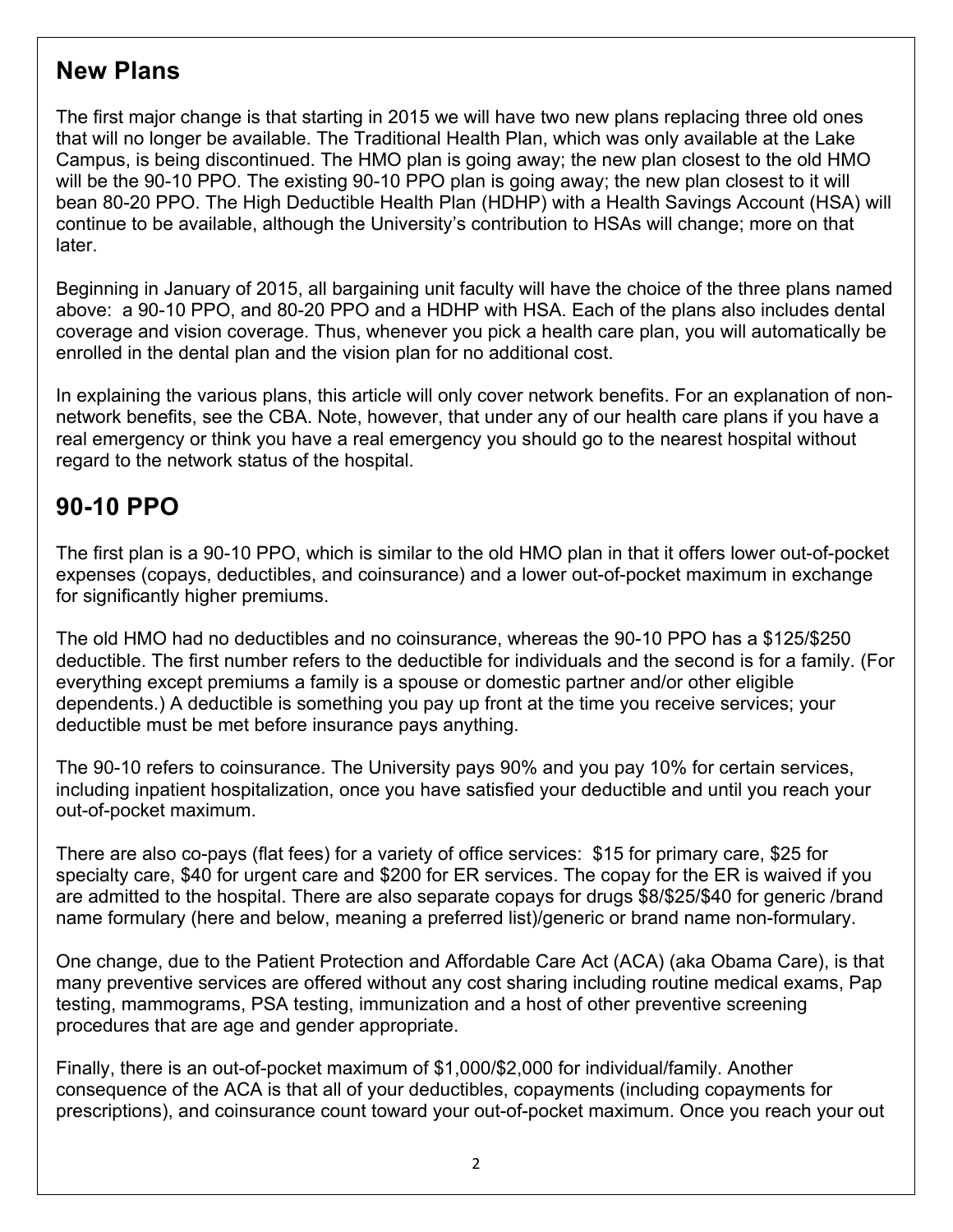## New Plans

The first major change is that starting in 2015 we will have two new plans replacing three old ones that will no longer be available. The Traditional Health Plan, which was only available at the Lake Campus, is being discontinued. The HMO plan is going away; the new plan closest to the old HMO will be the 90-10 PPO. The existing 90-10 PPO plan is going away; the new plan closest to it will bean 80-20 PPO. The High Deductible Health Plan (HDHP) with a Health Savings Account (HSA) will continue to be available, although the University's contribution to HSAs will change; more on that later.

Beginning in January of 2015, all bargaining unit faculty will have the choice of the three plans named above: a 90-10 PPO, and 80-20 PPO and a HDHP with HSA. Each of the plans also includes dental coverage and vision coverage. Thus, whenever you pick a health care plan, you will automatically be enrolled in the dental plan and the vision plan for no additional cost.

In explaining the various plans, this article will only cover network benefits. For an explanation of non-network benefits, see the CBA. Note, however, that under any of our health care plans if you have a real emergency or think you have a real emergency you should go to the nearest hospital without regard to the network status of the hospital.

## 90-10 PPO

The first plan is a 90-10 PPO, which is similar to the old HMO plan in that it offers lower out-of-pocket expenses (copays, deductibles, and coinsurance) and a lower out-of-pocket maximum in exchange for significantly higher premiums.

The old HMO had no deductibles and no coinsurance, whereas the 90-10 PPO has a $125/$250 deductible. The first number refers to the deductible for individuals and the second is for a family. (For everything except premiums a family is a spouse or domestic partner and/or other eligible dependents.) A deductible is something you pay up front at the time you receive services; your deductible must be met before insurance pays anything.

The 90-10 refers to coinsurance. The University pays 90% and you pay 10% for certain services, including inpatient hospitalization, once you have satisfied your deductible and until you reach your out-of-pocket maximum.

There are also co-pays (flat fees) for a variety of office services: $15 for primary care, $25 for specialty care, $40 for urgent care and $200 for ER services. The copay for the ER is waived if you are admitted to the hospital. There are also separate copays for drugs $8/$25/$40 for generic /brand name formulary (here and below, meaning a preferred list)/generic or brand name non-formulary.

One change, due to the Patient Protection and Affordable Care Act (ACA) (aka Obama Care), is that many preventive services are offered without any cost sharing including routine medical exams, Pap testing, mammograms, PSA testing, immunization and a host of other preventive screening procedures that are age and gender appropriate.

Finally, there is an out-of-pocket maximum of $1,000/$2,000 for individual/family. Another consequence of the ACA is that all of your deductibles, copayments (including copayments for prescriptions), and coinsurance count toward your out-of-pocket maximum. Once you reach your out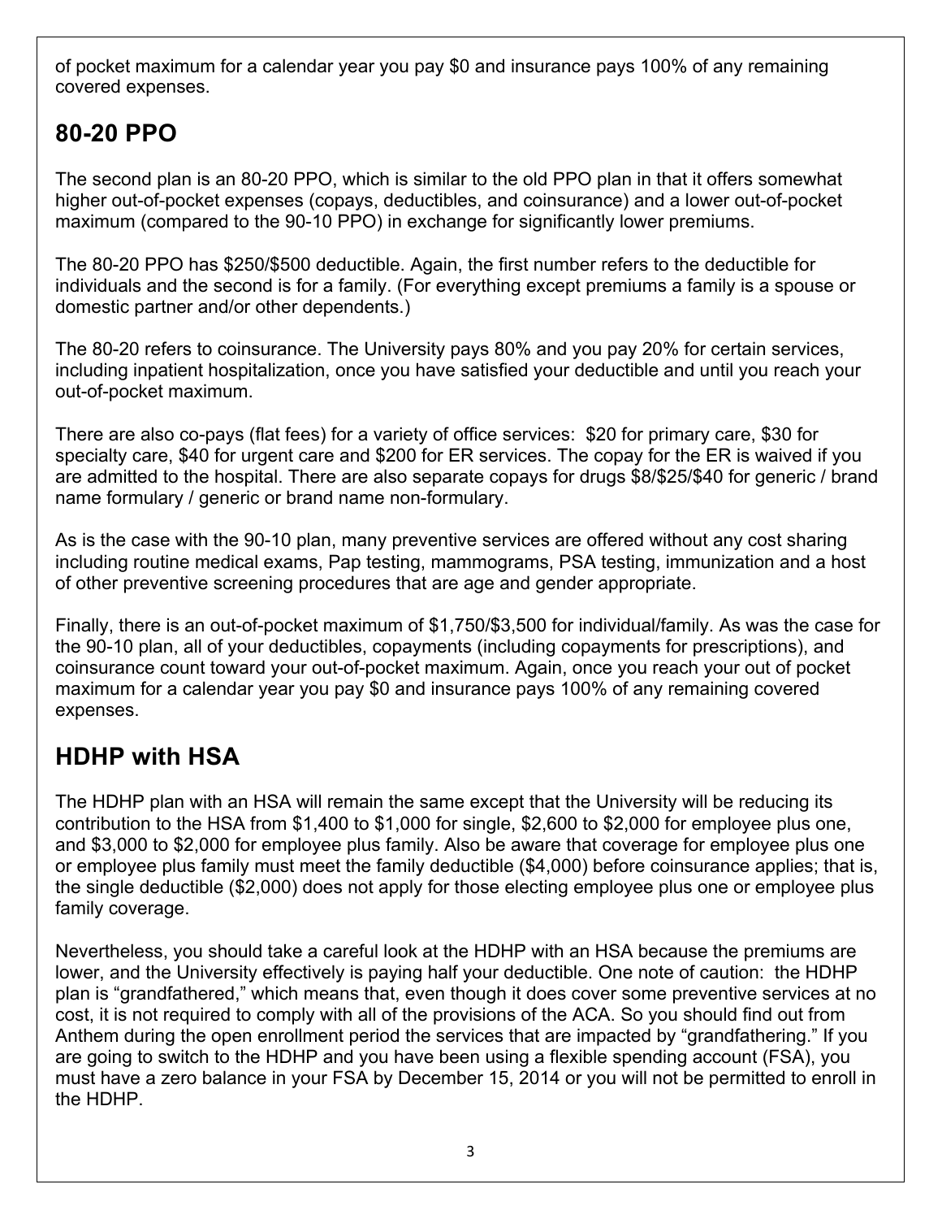of pocket maximum for a calendar year you pay $0 and insurance pays 100% of any remaining covered expenses.

## 80-20 PPO

The second plan is an 80-20 PPO, which is similar to the old PPO plan in that it offers somewhat higher out-of-pocket expenses (copays, deductibles, and coinsurance) and a lower out-of-pocket maximum (compared to the 90-10 PPO) in exchange for significantly lower premiums.

The 80-20 PPO has $250/$500 deductible. Again, the first number refers to the deductible for individuals and the second is for a family. (For everything except premiums a family is a spouse or domestic partner and/or other dependents.)

The 80-20 refers to coinsurance. The University pays 80% and you pay 20% for certain services, including inpatient hospitalization, once you have satisfied your deductible and until you reach your out-of-pocket maximum.

There are also co-pays (flat fees) for a variety of office services: $20 for primary care, $30 for specialty care, $40 for urgent care and $200 for ER services. The copay for the ER is waived if you are admitted to the hospital. There are also separate copays for drugs $8/$25/$40 for generic / brand name formulary / generic or brand name non-formulary.

As is the case with the 90-10 plan, many preventive services are offered without any cost sharing including routine medical exams, Pap testing, mammograms, PSA testing, immunization and a host of other preventive screening procedures that are age and gender appropriate.

Finally, there is an out-of-pocket maximum of $1,750/$3,500 for individual/family. As was the case for the 90-10 plan, all of your deductibles, copayments (including copayments for prescriptions), and coinsurance count toward your out-of-pocket maximum. Again, once you reach your out of pocket maximum for a calendar year you pay $0 and insurance pays 100% of any remaining covered expenses.

## HDHP with HSA

The HDHP plan with an HSA will remain the same except that the University will be reducing its contribution to the HSA from $1,400 to $1,000 for single, $2,600 to $2,000 for employee plus one, and $3,000 to $2,000 for employee plus family. Also be aware that coverage for employee plus one or employee plus family must meet the family deductible ($4,000) before coinsurance applies; that is, the single deductible ($2,000) does not apply for those electing employee plus one or employee plus family coverage.

Nevertheless, you should take a careful look at the HDHP with an HSA because the premiums are lower, and the University effectively is paying half your deductible. One note of caution: the HDHP plan is "grandfathered," which means that, even though it does cover some preventive services at no cost, it is not required to comply with all of the provisions of the ACA. So you should find out from Anthem during the open enrollment period the services that are impacted by "grandfathering." If you are going to switch to the HDHP and you have been using a flexible spending account (FSA), you must have a zero balance in your FSA by December 15, 2014 or you will not be permitted to enroll in the HDHP.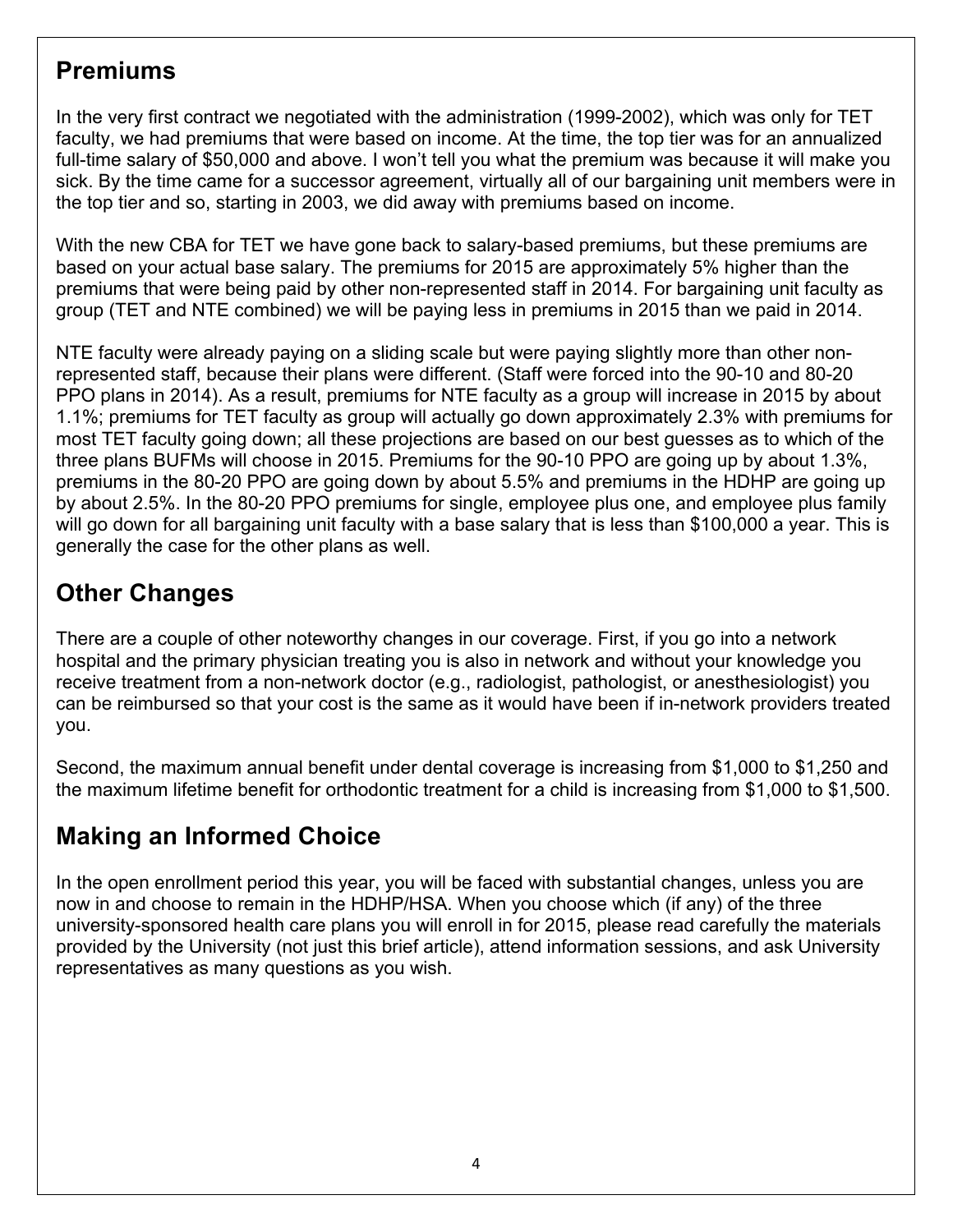## Premiums

In the very first contract we negotiated with the administration (1999-2002), which was only for TET faculty, we had premiums that were based on income. At the time, the top tier was for an annualized full-time salary of $50,000 and above. I won't tell you what the premium was because it will make you sick. By the time came for a successor agreement, virtually all of our bargaining unit members were in the top tier and so, starting in 2003, we did away with premiums based on income.

With the new CBA for TET we have gone back to salary-based premiums, but these premiums are based on your actual base salary. The premiums for 2015 are approximately 5% higher than the premiums that were being paid by other non-represented staff in 2014. For bargaining unit faculty as group (TET and NTE combined) we will be paying less in premiums in 2015 than we paid in 2014.

NTE faculty were already paying on a sliding scale but were paying slightly more than other non-represented staff, because their plans were different. (Staff were forced into the 90-10 and 80-20 PPO plans in 2014). As a result, premiums for NTE faculty as a group will increase in 2015 by about 1.1%; premiums for TET faculty as group will actually go down approximately 2.3% with premiums for most TET faculty going down; all these projections are based on our best guesses as to which of the three plans BUFMs will choose in 2015. Premiums for the 90-10 PPO are going up by about 1.3%, premiums in the 80-20 PPO are going down by about 5.5% and premiums in the HDHP are going up by about 2.5%. In the 80-20 PPO premiums for single, employee plus one, and employee plus family will go down for all bargaining unit faculty with a base salary that is less than $100,000 a year. This is generally the case for the other plans as well.

## Other Changes

There are a couple of other noteworthy changes in our coverage. First, if you go into a network hospital and the primary physician treating you is also in network and without your knowledge you receive treatment from a non-network doctor (e.g., radiologist, pathologist, or anesthesiologist) you can be reimbursed so that your cost is the same as it would have been if in-network providers treated you.

Second, the maximum annual benefit under dental coverage is increasing from $1,000 to $1,250 and the maximum lifetime benefit for orthodontic treatment for a child is increasing from $1,000 to $1,500.

## Making an Informed Choice

In the open enrollment period this year, you will be faced with substantial changes, unless you are now in and choose to remain in the HDHP/HSA. When you choose which (if any) of the three university-sponsored health care plans you will enroll in for 2015, please read carefully the materials provided by the University (not just this brief article), attend information sessions, and ask University representatives as many questions as you wish.